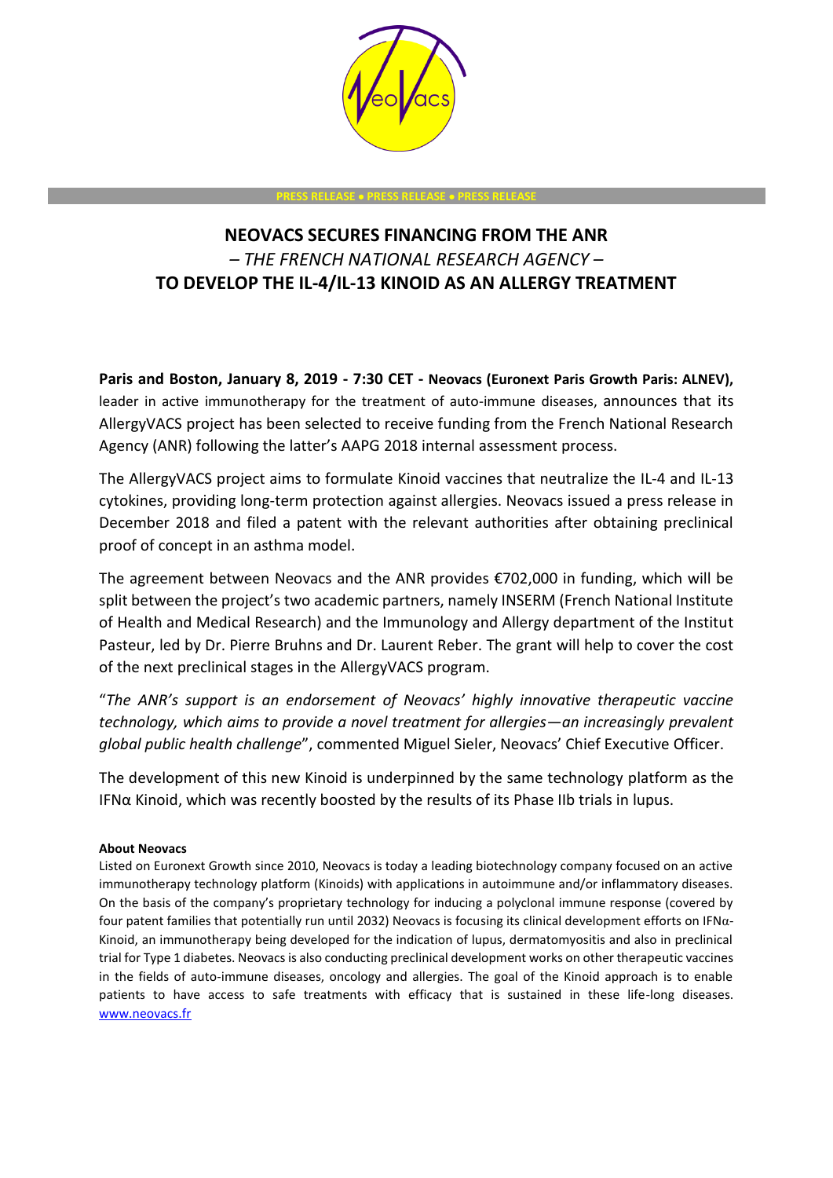PRESS RELEASE • PRESS RELEASE • PRESS RELEASE

# NEOVACS SECURES FINANCING FROM THE ANR
## *– THE FRENCH NATIONAL RESEARCH AGENCY –*
## TO DEVELOP THE IL-4/IL-13 KINOID AS AN ALLERGY TREATMENT

**Paris and Boston, January 8, 2019 - 7:30 CET - Neovacs (Euronext Paris Growth Paris: ALNEV),** leader in active immunotherapy for the treatment of auto-immune diseases, announces that its AllergyVACS project has been selected to receive funding from the French National Research Agency (ANR) following the latter's AAPG 2018 internal assessment process.

The AllergyVACS project aims to formulate Kinoid vaccines that neutralize the IL-4 and IL-13 cytokines, providing long-term protection against allergies. Neovacs issued a press release in December 2018 and filed a patent with the relevant authorities after obtaining preclinical proof of concept in an asthma model.

The agreement between Neovacs and the ANR provides €702,000 in funding, which will be split between the project's two academic partners, namely INSERM (French National Institute of Health and Medical Research) and the Immunology and Allergy department of the Institut Pasteur, led by Dr. Pierre Bruhns and Dr. Laurent Reber. The grant will help to cover the cost of the next preclinical stages in the AllergyVACS program.

"*The ANR's support is an endorsement of Neovacs' highly innovative therapeutic vaccine technology, which aims to provide a novel treatment for allergies—an increasingly prevalent global public health challenge*", commented Miguel Sieler, Neovacs' Chief Executive Officer.

The development of this new Kinoid is underpinned by the same technology platform as the IFNα Kinoid, which was recently boosted by the results of its Phase IIb trials in lupus.

**About Neovacs**

Listed on Euronext Growth since 2010, Neovacs is today a leading biotechnology company focused on an active immunotherapy technology platform (Kinoids) with applications in autoimmune and/or inflammatory diseases. On the basis of the company's proprietary technology for inducing a polyclonal immune response (covered by four patent families that potentially run until 2032) Neovacs is focusing its clinical development efforts on IFNα-Kinoid, an immunotherapy being developed for the indication of lupus, dermatomyositis and also in preclinical trial for Type 1 diabetes. Neovacs is also conducting preclinical development works on other therapeutic vaccines in the fields of auto-immune diseases, oncology and allergies. The goal of the Kinoid approach is to enable patients to have access to safe treatments with efficacy that is sustained in these life-long diseases. www.neovacs.fr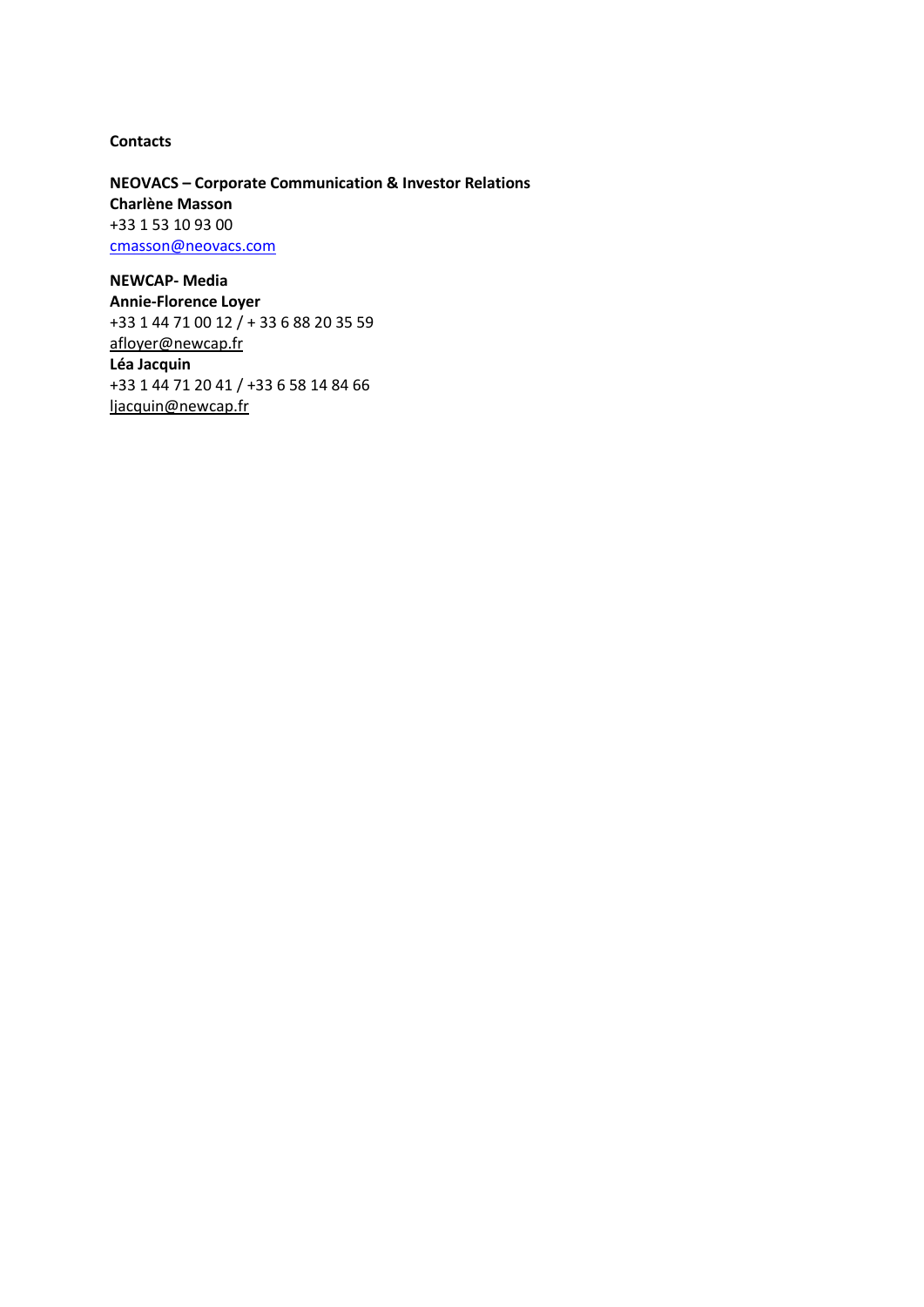**Contacts**

**NEOVACS – Corporate Communication & Investor Relations**
**Charlène Masson**
+33 1 53 10 93 00
cmasson@neovacs.com

**NEWCAP- Media**
**Annie-Florence Loyer**
+33 1 44 71 00 12 / + 33 6 88 20 35 59
afloyer@newcap.fr
**Léa Jacquin**
+33 1 44 71 20 41 / +33 6 58 14 84 66
ljacquin@newcap.fr